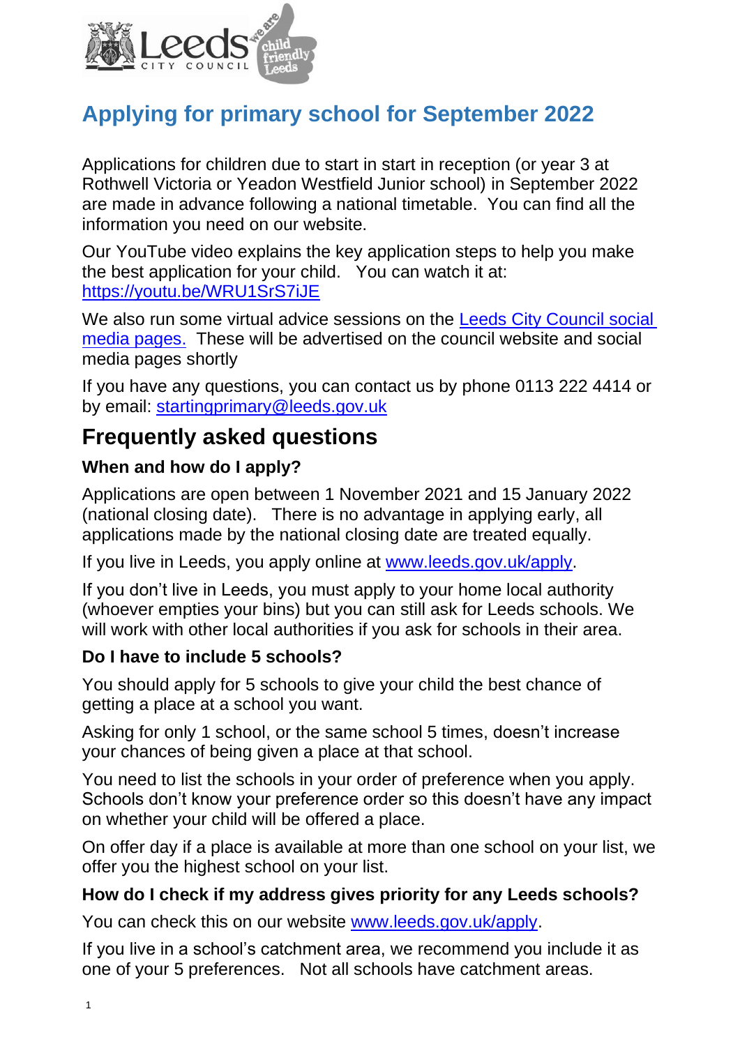# Applying for primary school for September 2022

Applications for children due to start in start in reception (or year 3 at Rothwell Victoria or Yeadon Westfield Junior school) in September 2022 are made in advance following a national timetable. You can find all the information you need on our website.

Our YouTube video explains the key application steps to help you make the best application for your child. You can watch it at: https://youtu.be/WRU1SrS7iJE

We also run some virtual advice sessions on the Leeds City Council social media pages. These will be advertised on the council website and social media pages shortly

If you have any questions, you can contact us by phone 0113 222 4414 or by email: startingprimary@leeds.gov.uk

## Frequently asked questions

### When and how do I apply?

Applications are open between 1 November 2021 and 15 January 2022 (national closing date). There is no advantage in applying early, all applications made by the national closing date are treated equally.

If you live in Leeds, you apply online at www.leeds.gov.uk/apply.

If you don't live in Leeds, you must apply to your home local authority (whoever empties your bins) but you can still ask for Leeds schools. We will work with other local authorities if you ask for schools in their area.

### Do I have to include 5 schools?

You should apply for 5 schools to give your child the best chance of getting a place at a school you want.

Asking for only 1 school, or the same school 5 times, doesn't increase your chances of being given a place at that school.

You need to list the schools in your order of preference when you apply. Schools don't know your preference order so this doesn't have any impact on whether your child will be offered a place.

On offer day if a place is available at more than one school on your list, we offer you the highest school on your list.

### How do I check if my address gives priority for any Leeds schools?

You can check this on our website www.leeds.gov.uk/apply.

If you live in a school's catchment area, we recommend you include it as one of your 5 preferences. Not all schools have catchment areas.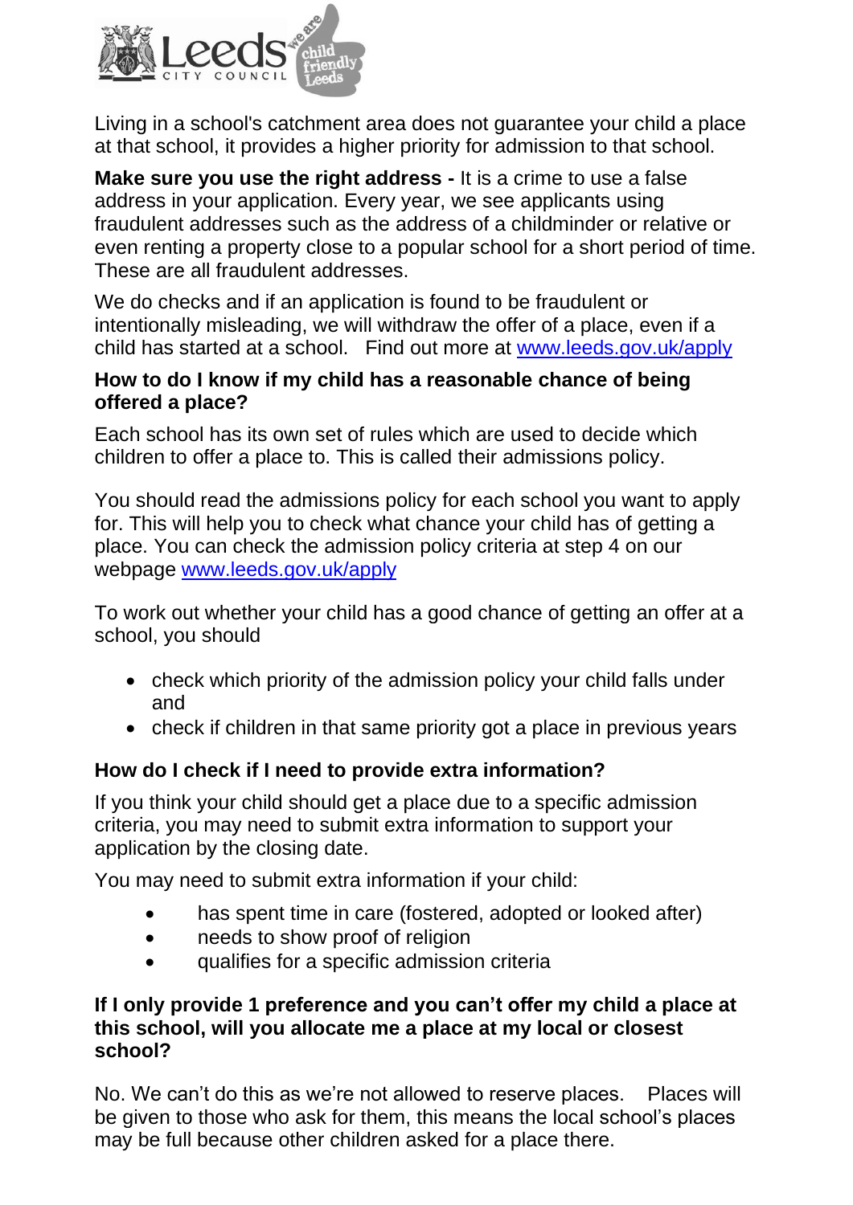Living in a school's catchment area does not guarantee your child a place at that school, it provides a higher priority for admission to that school.

**Make sure you use the right address -** It is a crime to use a false address in your application. Every year, we see applicants using fraudulent addresses such as the address of a childminder or relative or even renting a property close to a popular school for a short period of time. These are all fraudulent addresses.

We do checks and if an application is found to be fraudulent or intentionally misleading, we will withdraw the offer of a place, even if a child has started at a school. Find out more at [www.leeds.gov.uk/apply](www.leeds.gov.uk/apply)

### How to do I know if my child has a reasonable chance of being offered a place?

Each school has its own set of rules which are used to decide which children to offer a place to. This is called their admissions policy.

You should read the admissions policy for each school you want to apply for. This will help you to check what chance your child has of getting a place. You can check the admission policy criteria at step 4 on our webpage [www.leeds.gov.uk/apply](www.leeds.gov.uk/apply)

To work out whether your child has a good chance of getting an offer at a school, you should

- check which priority of the admission policy your child falls under and
- check if children in that same priority got a place in previous years

### How do I check if I need to provide extra information?

If you think your child should get a place due to a specific admission criteria, you may need to submit extra information to support your application by the closing date.

You may need to submit extra information if your child:

- has spent time in care (fostered, adopted or looked after)
- needs to show proof of religion
- qualifies for a specific admission criteria

### If I only provide 1 preference and you can't offer my child a place at this school, will you allocate me a place at my local or closest school?

No. We can't do this as we're not allowed to reserve places. Places will be given to those who ask for them, this means the local school's places may be full because other children asked for a place there.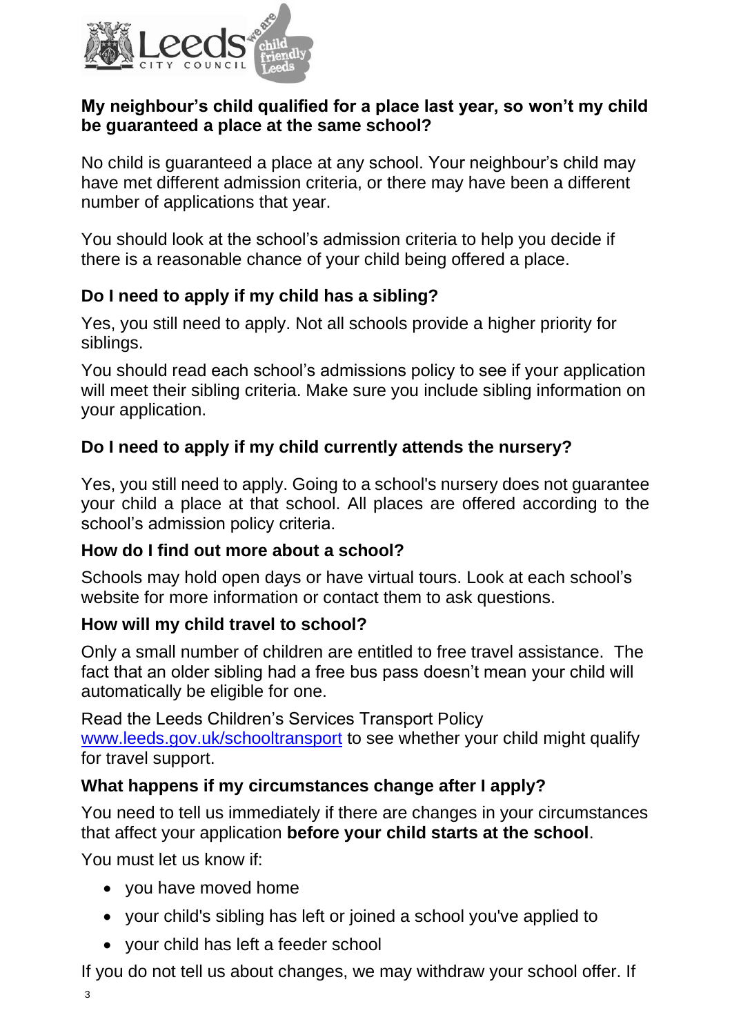### My neighbour's child qualified for a place last year, so won't my child be guaranteed a place at the same school?

No child is guaranteed a place at any school. Your neighbour's child may have met different admission criteria, or there may have been a different number of applications that year.

You should look at the school's admission criteria to help you decide if there is a reasonable chance of your child being offered a place.

### Do I need to apply if my child has a sibling?

Yes, you still need to apply. Not all schools provide a higher priority for siblings.

You should read each school's admissions policy to see if your application will meet their sibling criteria. Make sure you include sibling information on your application.

### Do I need to apply if my child currently attends the nursery?

Yes, you still need to apply. Going to a school's nursery does not guarantee your child a place at that school. All places are offered according to the school's admission policy criteria.

### How do I find out more about a school?

Schools may hold open days or have virtual tours. Look at each school's website for more information or contact them to ask questions.

### How will my child travel to school?

Only a small number of children are entitled to free travel assistance. The fact that an older sibling had a free bus pass doesn't mean your child will automatically be eligible for one.

Read the Leeds Children's Services Transport Policy [www.leeds.gov.uk/schooltransport](http://www.leeds.gov.uk/schooltransport) to see whether your child might qualify for travel support.

### What happens if my circumstances change after I apply?

You need to tell us immediately if there are changes in your circumstances that affect your application **before your child starts at the school**.

You must let us know if:

- you have moved home
- your child's sibling has left or joined a school you've applied to
- your child has left a feeder school

If you do not tell us about changes, we may withdraw your school offer. If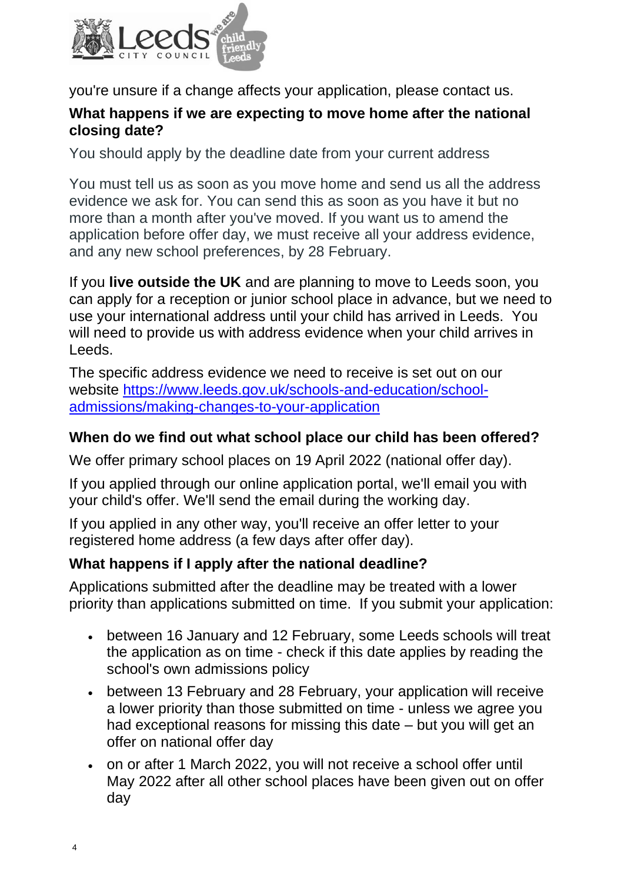you're unsure if a change affects your application, please contact us.

**What happens if we are expecting to move home after the national closing date?**

You should apply by the deadline date from your current address

You must tell us as soon as you move home and send us all the address evidence we ask for. You can send this as soon as you have it but no more than a month after you've moved. If you want us to amend the application before offer day, we must receive all your address evidence, and any new school preferences, by 28 February.

If you **live outside the UK** and are planning to move to Leeds soon, you can apply for a reception or junior school place in advance, but we need to use your international address until your child has arrived in Leeds. You will need to provide us with address evidence when your child arrives in Leeds.

The specific address evidence we need to receive is set out on our website [https://www.leeds.gov.uk/schools-and-education/school-admissions/making-changes-to-your-application](https://www.leeds.gov.uk/schools-and-education/school-admissions/making-changes-to-your-application)

**When do we find out what school place our child has been offered?**

We offer primary school places on 19 April 2022 (national offer day).

If you applied through our online application portal, we'll email you with your child's offer. We'll send the email during the working day.

If you applied in any other way, you'll receive an offer letter to your registered home address (a few days after offer day).

**What happens if I apply after the national deadline?**

Applications submitted after the deadline may be treated with a lower priority than applications submitted on time. If you submit your application:

- between 16 January and 12 February, some Leeds schools will treat the application as on time - check if this date applies by reading the school's own admissions policy
- between 13 February and 28 February, your application will receive a lower priority than those submitted on time - unless we agree you had exceptional reasons for missing this date – but you will get an offer on national offer day
- on or after 1 March 2022, you will not receive a school offer until May 2022 after all other school places have been given out on offer day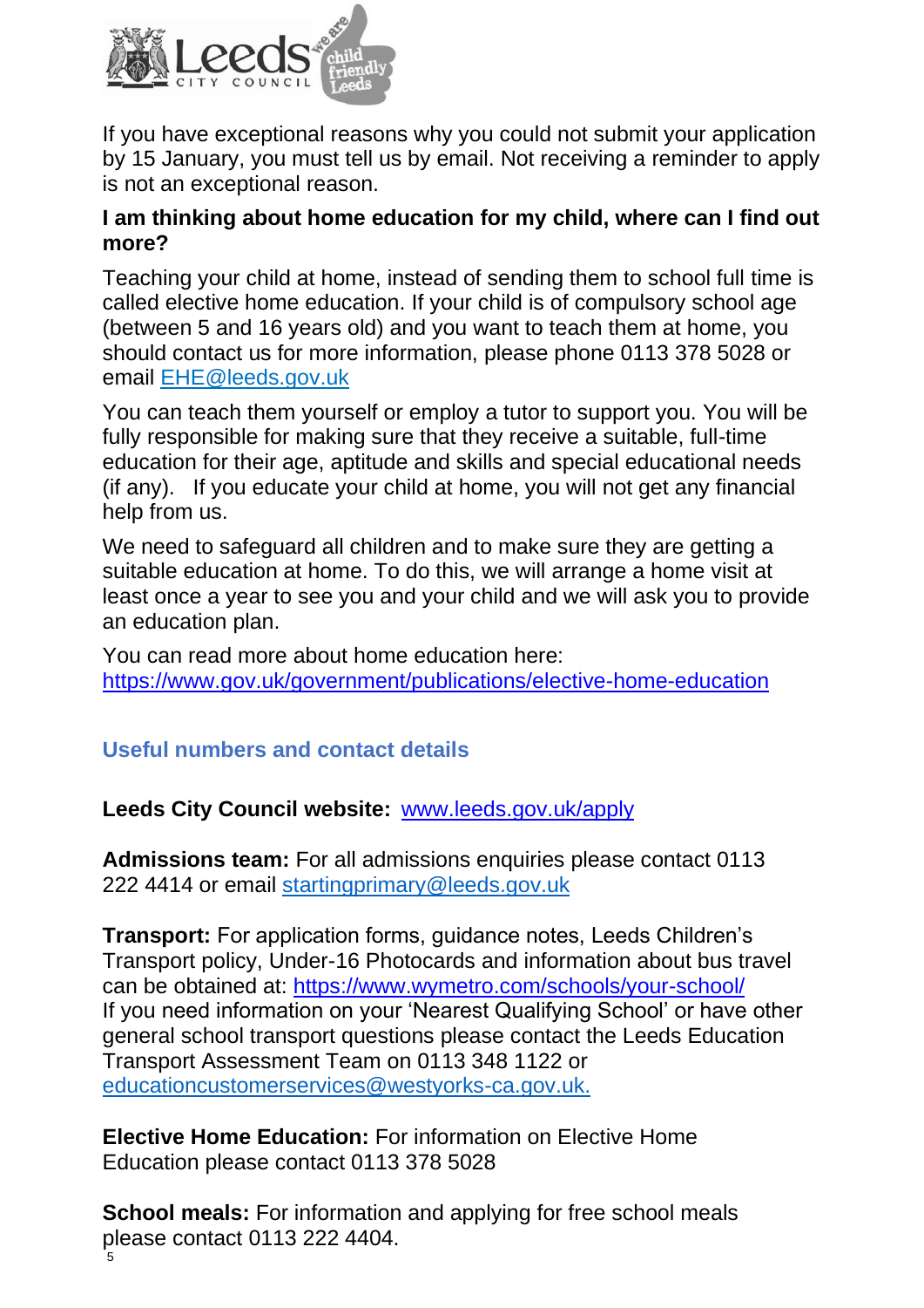If you have exceptional reasons why you could not submit your application by 15 January, you must tell us by email. Not receiving a reminder to apply is not an exceptional reason.

**I am thinking about home education for my child, where can I find out more?**

Teaching your child at home, instead of sending them to school full time is called elective home education. If your child is of compulsory school age (between 5 and 16 years old) and you want to teach them at home, you should contact us for more information, please phone 0113 378 5028 or email [EHE@leeds.gov.uk](mailto:EHE@leeds.gov.uk)

You can teach them yourself or employ a tutor to support you. You will be fully responsible for making sure that they receive a suitable, full-time education for their age, aptitude and skills and special educational needs (if any). If you educate your child at home, you will not get any financial help from us.

We need to safeguard all children and to make sure they are getting a suitable education at home. To do this, we will arrange a home visit at least once a year to see you and your child and we will ask you to provide an education plan.

You can read more about home education here: [https://www.gov.uk/government/publications/elective-home-education](https://www.gov.uk/government/publications/elective-home-education)

## Useful numbers and contact details

**Leeds City Council website:** [www.leeds.gov.uk/apply](http://www.leeds.gov.uk/apply)

**Admissions team:** For all admissions enquiries please contact 0113 222 4414 or email [startingprimary@leeds.gov.uk](mailto:startingprimary@leeds.gov.uk)

**Transport:** For application forms, guidance notes, Leeds Children's Transport policy, Under-16 Photocards and information about bus travel can be obtained at: [https://www.wymetro.com/schools/your-school/](https://www.wymetro.com/schools/your-school/)
If you need information on your 'Nearest Qualifying School' or have other general school transport questions please contact the Leeds Education Transport Assessment Team on 0113 348 1122 or [educationcustomerservices@westyorks-ca.gov.uk.](mailto:educationcustomerservices@westyorks-ca.gov.uk)

**Elective Home Education:** For information on Elective Home Education please contact 0113 378 5028

**School meals:** For information and applying for free school meals please contact 0113 222 4404.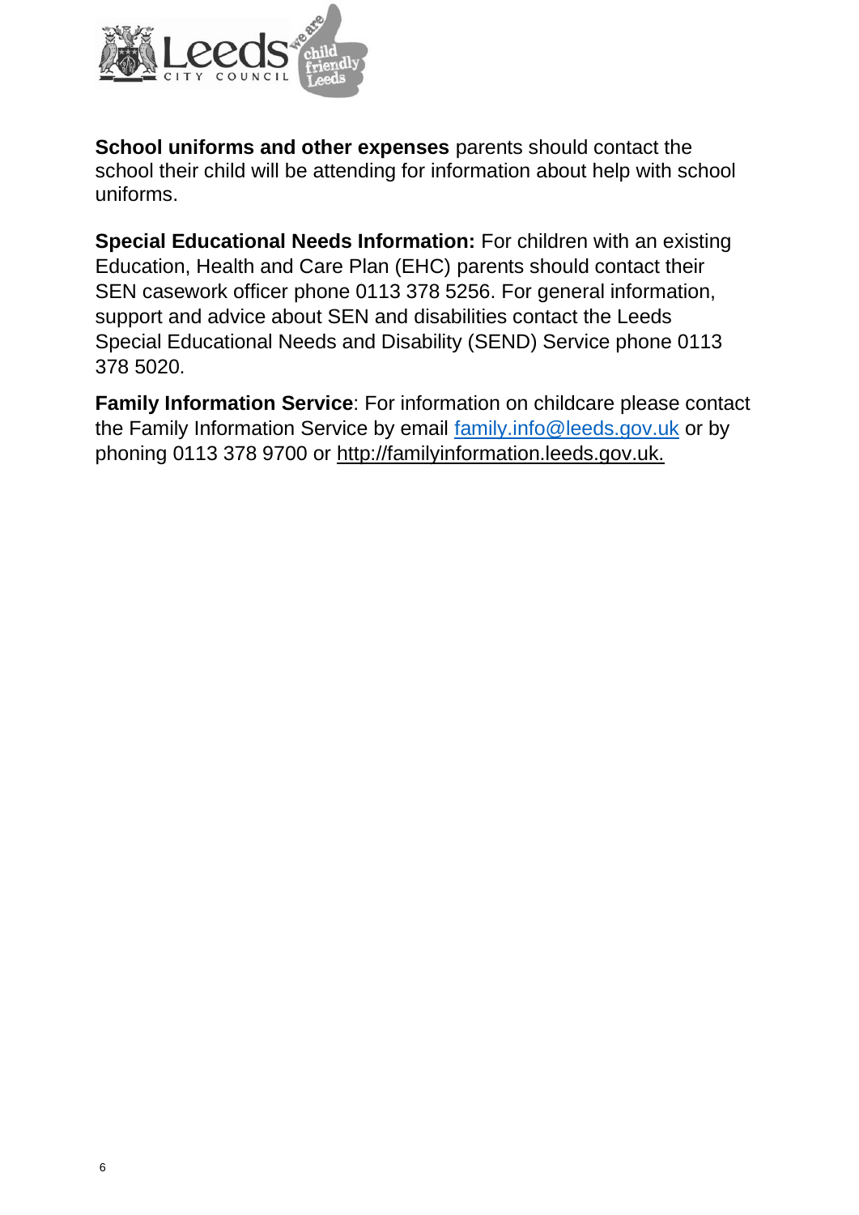**School uniforms and other expenses** parents should contact the school their child will be attending for information about help with school uniforms.

**Special Educational Needs Information:** For children with an existing Education, Health and Care Plan (EHC) parents should contact their SEN casework officer phone 0113 378 5256. For general information, support and advice about SEN and disabilities contact the Leeds Special Educational Needs and Disability (SEND) Service phone 0113 378 5020.

**Family Information Service**: For information on childcare please contact the Family Information Service by email family.info@leeds.gov.uk or by phoning 0113 378 9700 or http://familyinformation.leeds.gov.uk.